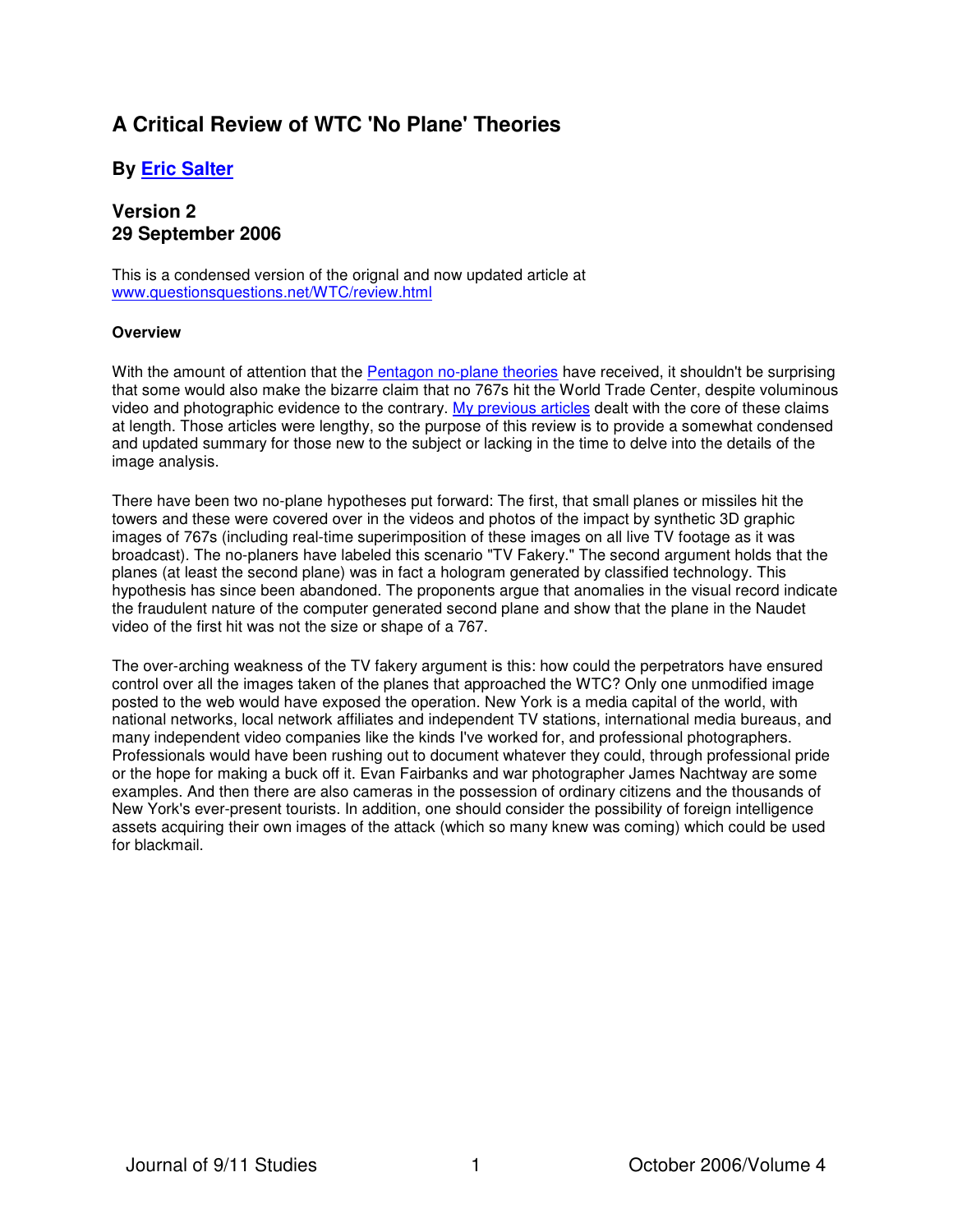# A Critical Review of WTC 'No Plane' Theories

### By Eric Salter

### Version 2
### 29 September 2006

This is a condensed version of the orignal and now updated article at www.questionsquestions.net/WTC/review.html

**Overview**

With the amount of attention that the Pentagon no-plane theories have received, it shouldn't be surprising that some would also make the bizarre claim that no 767s hit the World Trade Center, despite voluminous video and photographic evidence to the contrary. My previous articles dealt with the core of these claims at length. Those articles were lengthy, so the purpose of this review is to provide a somewhat condensed and updated summary for those new to the subject or lacking in the time to delve into the details of the image analysis.

There have been two no-plane hypotheses put forward: The first, that small planes or missiles hit the towers and these were covered over in the videos and photos of the impact by synthetic 3D graphic images of 767s (including real-time superimposition of these images on all live TV footage as it was broadcast). The no-planers have labeled this scenario "TV Fakery." The second argument holds that the planes (at least the second plane) was in fact a hologram generated by classified technology. This hypothesis has since been abandoned. The proponents argue that anomalies in the visual record indicate the fraudulent nature of the computer generated second plane and show that the plane in the Naudet video of the first hit was not the size or shape of a 767.

The over-arching weakness of the TV fakery argument is this: how could the perpetrators have ensured control over all the images taken of the planes that approached the WTC? Only one unmodified image posted to the web would have exposed the operation. New York is a media capital of the world, with national networks, local network affiliates and independent TV stations, international media bureaus, and many independent video companies like the kinds I've worked for, and professional photographers. Professionals would have been rushing out to document whatever they could, through professional pride or the hope for making a buck off it. Evan Fairbanks and war photographer James Nachtway are some examples. And then there are also cameras in the possession of ordinary citizens and the thousands of New York's ever-present tourists. In addition, one should consider the possibility of foreign intelligence assets acquiring their own images of the attack (which so many knew was coming) which could be used for blackmail.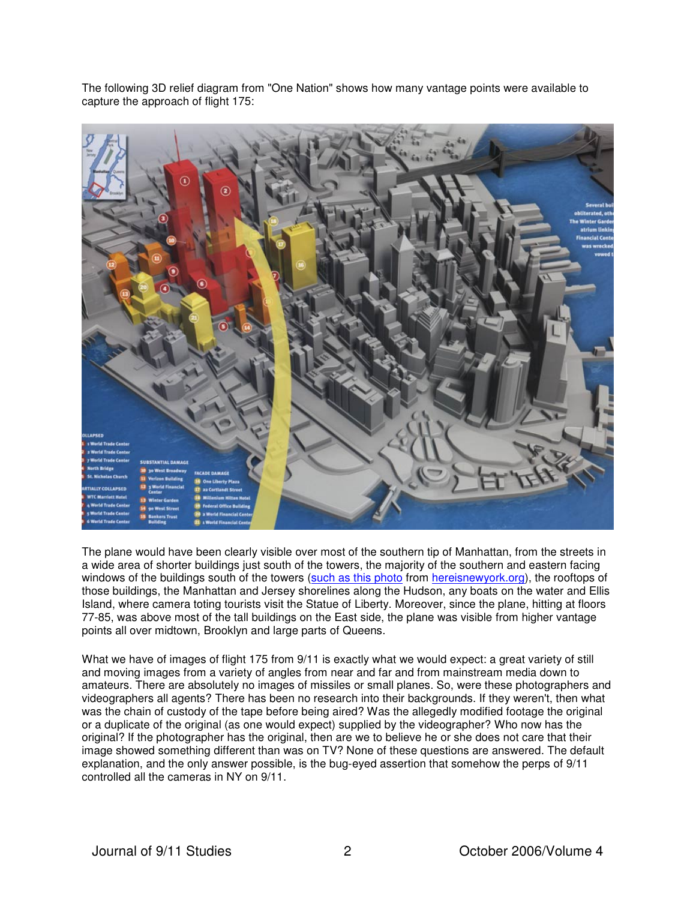The following 3D relief diagram from "One Nation" shows how many vantage points were available to capture the approach of flight 175:

The plane would have been clearly visible over most of the southern tip of Manhattan, from the streets in a wide area of shorter buildings just south of the towers, the majority of the southern and eastern facing windows of the buildings south of the towers (such as this photo from hereisnewyork.org), the rooftops of those buildings, the Manhattan and Jersey shorelines along the Hudson, any boats on the water and Ellis Island, where camera toting tourists visit the Statue of Liberty. Moreover, since the plane, hitting at floors 77-85, was above most of the tall buildings on the East side, the plane was visible from higher vantage points all over midtown, Brooklyn and large parts of Queens.

What we have of images of flight 175 from 9/11 is exactly what we would expect: a great variety of still and moving images from a variety of angles from near and far and from mainstream media down to amateurs. There are absolutely no images of missiles or small planes. So, were these photographers and videographers all agents? There has been no research into their backgrounds. If they weren't, then what was the chain of custody of the tape before being aired? Was the allegedly modified footage the original or a duplicate of the original (as one would expect) supplied by the videographer? Who now has the original? If the photographer has the original, then are we to believe he or she does not care that their image showed something different than was on TV? None of these questions are answered. The default explanation, and the only answer possible, is the bug-eyed assertion that somehow the perps of 9/11 controlled all the cameras in NY on 9/11.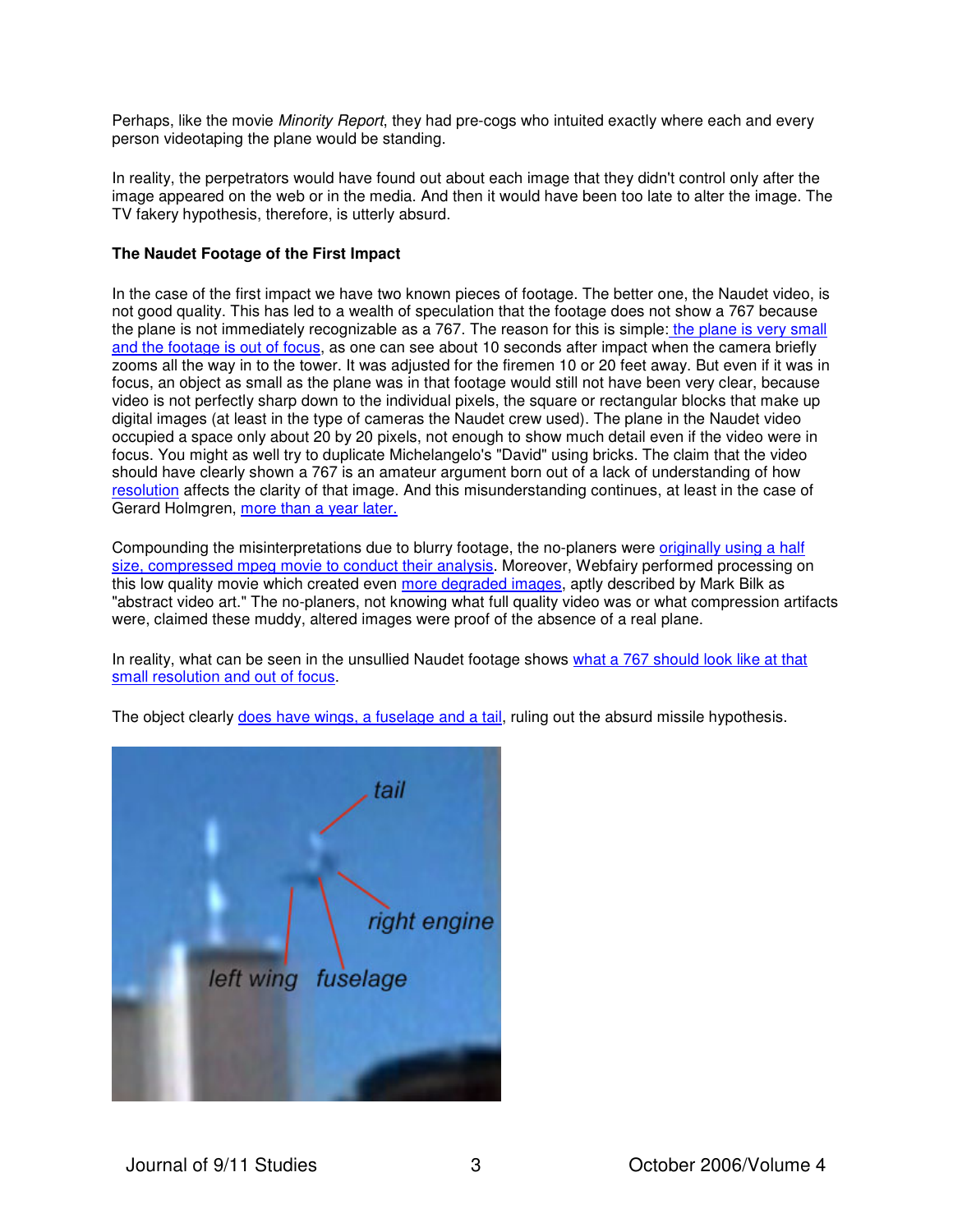Perhaps, like the movie *Minority Report*, they had pre-cogs who intuited exactly where each and every person videotaping the plane would be standing.

In reality, the perpetrators would have found out about each image that they didn't control only after the image appeared on the web or in the media. And then it would have been too late to alter the image. The TV fakery hypothesis, therefore, is utterly absurd.

**The Naudet Footage of the First Impact**

In the case of the first impact we have two known pieces of footage. The better one, the Naudet video, is not good quality. This has led to a wealth of speculation that the footage does not show a 767 because the plane is not immediately recognizable as a 767. The reason for this is simple: the plane is very small and the footage is out of focus, as one can see about 10 seconds after impact when the camera briefly zooms all the way in to the tower. It was adjusted for the firemen 10 or 20 feet away. But even if it was in focus, an object as small as the plane was in that footage would still not have been very clear, because video is not perfectly sharp down to the individual pixels, the square or rectangular blocks that make up digital images (at least in the type of cameras the Naudet crew used). The plane in the Naudet video occupied a space only about 20 by 20 pixels, not enough to show much detail even if the video were in focus. You might as well try to duplicate Michelangelo's "David" using bricks. The claim that the video should have clearly shown a 767 is an amateur argument born out of a lack of understanding of how resolution affects the clarity of that image. And this misunderstanding continues, at least in the case of Gerard Holmgren, more than a year later.

Compounding the misinterpretations due to blurry footage, the no-planers were originally using a half size, compressed mpeg movie to conduct their analysis. Moreover, Webfairy performed processing on this low quality movie which created even more degraded images, aptly described by Mark Bilk as "abstract video art." The no-planers, not knowing what full quality video was or what compression artifacts were, claimed these muddy, altered images were proof of the absence of a real plane.

In reality, what can be seen in the unsullied Naudet footage shows what a 767 should look like at that small resolution and out of focus.

The object clearly does have wings, a fuselage and a tail, ruling out the absurd missile hypothesis.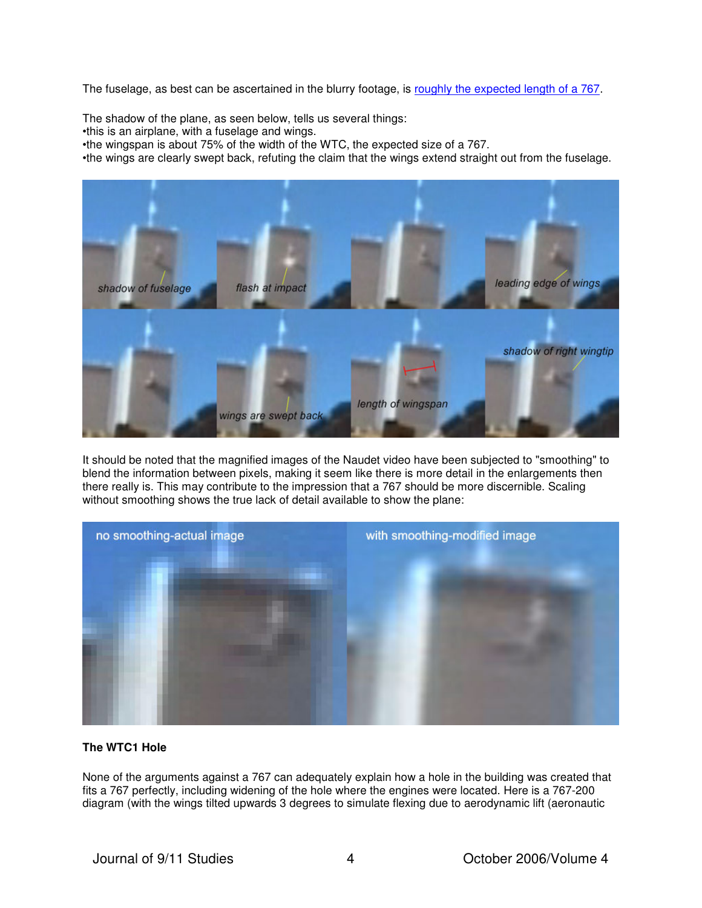The fuselage, as best can be ascertained in the blurry footage, is [roughly the expected length of a 767](#).

The shadow of the plane, as seen below, tells us several things:
•this is an airplane, with a fuselage and wings.
•the wingspan is about 75% of the width of the WTC, the expected size of a 767.
•the wings are clearly swept back, refuting the claim that the wings extend straight out from the fuselage.

It should be noted that the magnified images of the Naudet video have been subjected to "smoothing" to blend the information between pixels, making it seem like there is more detail in the enlargements then there really is. This may contribute to the impression that a 767 should be more discernible. Scaling without smoothing shows the true lack of detail available to show the plane:

**The WTC1 Hole**

None of the arguments against a 767 can adequately explain how a hole in the building was created that fits a 767 perfectly, including widening of the hole where the engines were located. Here is a 767-200 diagram (with the wings tilted upwards 3 degrees to simulate flexing due to aerodynamic lift (aeronautic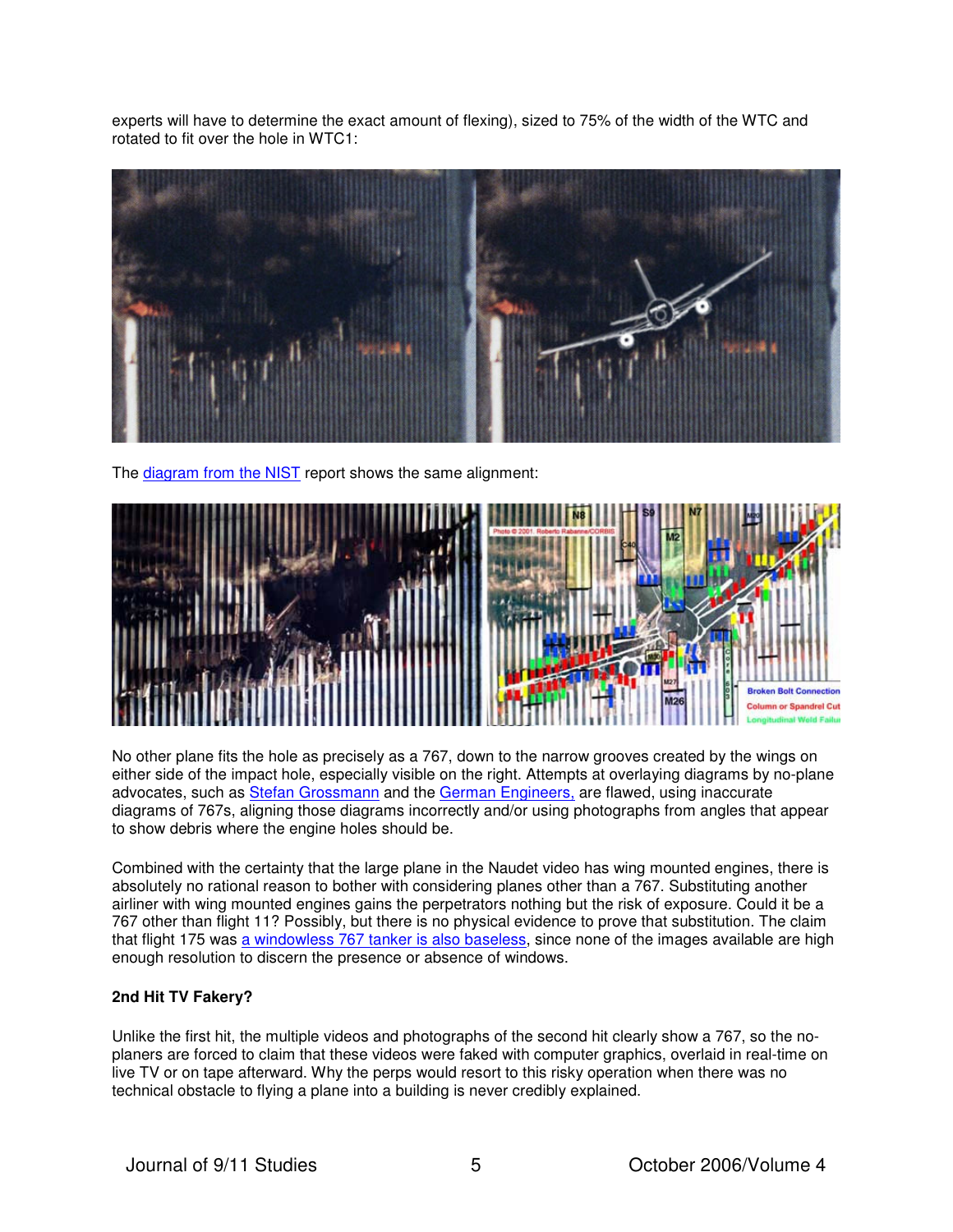experts will have to determine the exact amount of flexing), sized to 75% of the width of the WTC and rotated to fit over the hole in WTC1:

The diagram from the NIST report shows the same alignment:

No other plane fits the hole as precisely as a 767, down to the narrow grooves created by the wings on either side of the impact hole, especially visible on the right. Attempts at overlaying diagrams by no-plane advocates, such as Stefan Grossmann and the German Engineers, are flawed, using inaccurate diagrams of 767s, aligning those diagrams incorrectly and/or using photographs from angles that appear to show debris where the engine holes should be.

Combined with the certainty that the large plane in the Naudet video has wing mounted engines, there is absolutely no rational reason to bother with considering planes other than a 767. Substituting another airliner with wing mounted engines gains the perpetrators nothing but the risk of exposure. Could it be a 767 other than flight 11? Possibly, but there is no physical evidence to prove that substitution. The claim that flight 175 was a windowless 767 tanker is also baseless, since none of the images available are high enough resolution to discern the presence or absence of windows.

**2nd Hit TV Fakery?**

Unlike the first hit, the multiple videos and photographs of the second hit clearly show a 767, so the no-planers are forced to claim that these videos were faked with computer graphics, overlaid in real-time on live TV or on tape afterward. Why the perps would resort to this risky operation when there was no technical obstacle to flying a plane into a building is never credibly explained.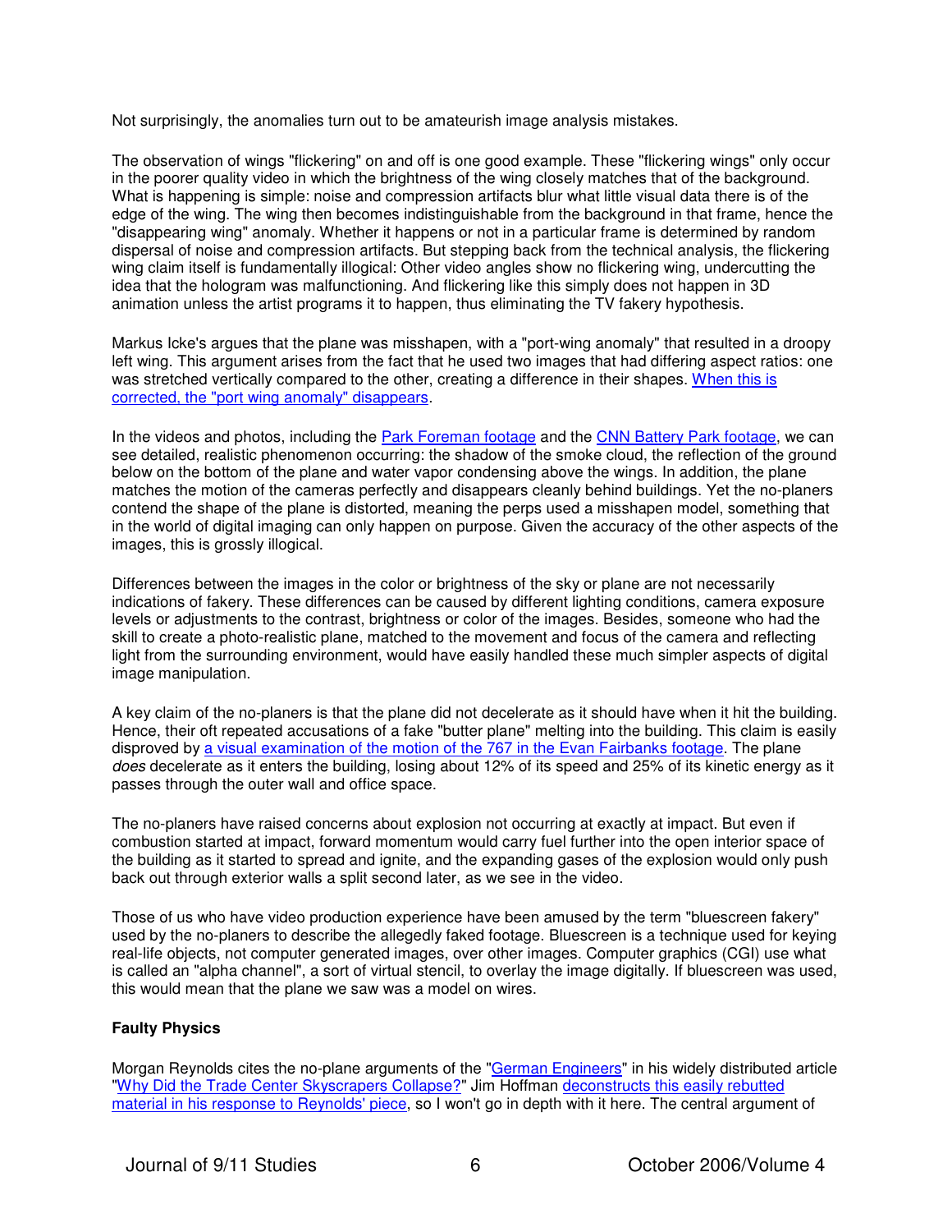Not surprisingly, the anomalies turn out to be amateurish image analysis mistakes.

The observation of wings "flickering" on and off is one good example. These "flickering wings" only occur in the poorer quality video in which the brightness of the wing closely matches that of the background. What is happening is simple: noise and compression artifacts blur what little visual data there is of the edge of the wing. The wing then becomes indistinguishable from the background in that frame, hence the "disappearing wing" anomaly. Whether it happens or not in a particular frame is determined by random dispersal of noise and compression artifacts. But stepping back from the technical analysis, the flickering wing claim itself is fundamentally illogical: Other video angles show no flickering wing, undercutting the idea that the hologram was malfunctioning. And flickering like this simply does not happen in 3D animation unless the artist programs it to happen, thus eliminating the TV fakery hypothesis.

Markus Icke's argues that the plane was misshapen, with a "port-wing anomaly" that resulted in a droopy left wing. This argument arises from the fact that he used two images that had differing aspect ratios: one was stretched vertically compared to the other, creating a difference in their shapes. When this is corrected, the "port wing anomaly" disappears.

In the videos and photos, including the Park Foreman footage and the CNN Battery Park footage, we can see detailed, realistic phenomenon occurring: the shadow of the smoke cloud, the reflection of the ground below on the bottom of the plane and water vapor condensing above the wings. In addition, the plane matches the motion of the cameras perfectly and disappears cleanly behind buildings. Yet the no-planers contend the shape of the plane is distorted, meaning the perps used a misshapen model, something that in the world of digital imaging can only happen on purpose. Given the accuracy of the other aspects of the images, this is grossly illogical.

Differences between the images in the color or brightness of the sky or plane are not necessarily indications of fakery. These differences can be caused by different lighting conditions, camera exposure levels or adjustments to the contrast, brightness or color of the images. Besides, someone who had the skill to create a photo-realistic plane, matched to the movement and focus of the camera and reflecting light from the surrounding environment, would have easily handled these much simpler aspects of digital image manipulation.

A key claim of the no-planers is that the plane did not decelerate as it should have when it hit the building. Hence, their oft repeated accusations of a fake "butter plane" melting into the building. This claim is easily disproved by a visual examination of the motion of the 767 in the Evan Fairbanks footage. The plane *does* decelerate as it enters the building, losing about 12% of its speed and 25% of its kinetic energy as it passes through the outer wall and office space.

The no-planers have raised concerns about explosion not occurring at exactly at impact. But even if combustion started at impact, forward momentum would carry fuel further into the open interior space of the building as it started to spread and ignite, and the expanding gases of the explosion would only push back out through exterior walls a split second later, as we see in the video.

Those of us who have video production experience have been amused by the term "bluescreen fakery" used by the no-planers to describe the allegedly faked footage. Bluescreen is a technique used for keying real-life objects, not computer generated images, over other images. Computer graphics (CGI) use what is called an "alpha channel", a sort of virtual stencil, to overlay the image digitally. If bluescreen was used, this would mean that the plane we saw was a model on wires.

**Faulty Physics**

Morgan Reynolds cites the no-plane arguments of the "German Engineers" in his widely distributed article "Why Did the Trade Center Skyscrapers Collapse?" Jim Hoffman deconstructs this easily rebutted material in his response to Reynolds' piece, so I won't go in depth with it here. The central argument of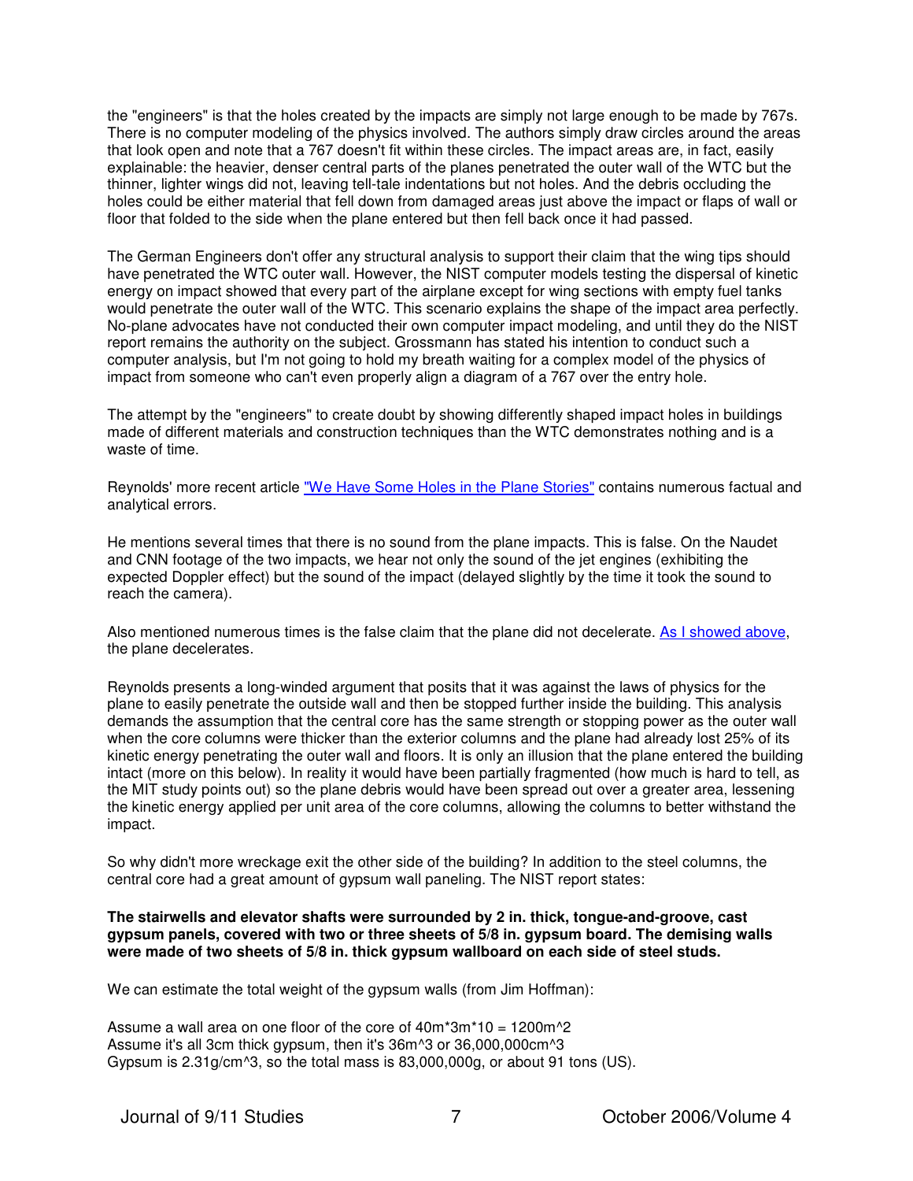the "engineers" is that the holes created by the impacts are simply not large enough to be made by 767s. There is no computer modeling of the physics involved. The authors simply draw circles around the areas that look open and note that a 767 doesn't fit within these circles. The impact areas are, in fact, easily explainable: the heavier, denser central parts of the planes penetrated the outer wall of the WTC but the thinner, lighter wings did not, leaving tell-tale indentations but not holes. And the debris occluding the holes could be either material that fell down from damaged areas just above the impact or flaps of wall or floor that folded to the side when the plane entered but then fell back once it had passed.

The German Engineers don't offer any structural analysis to support their claim that the wing tips should have penetrated the WTC outer wall. However, the NIST computer models testing the dispersal of kinetic energy on impact showed that every part of the airplane except for wing sections with empty fuel tanks would penetrate the outer wall of the WTC. This scenario explains the shape of the impact area perfectly. No-plane advocates have not conducted their own computer impact modeling, and until they do the NIST report remains the authority on the subject. Grossmann has stated his intention to conduct such a computer analysis, but I'm not going to hold my breath waiting for a complex model of the physics of impact from someone who can't even properly align a diagram of a 767 over the entry hole.

The attempt by the "engineers" to create doubt by showing differently shaped impact holes in buildings made of different materials and construction techniques than the WTC demonstrates nothing and is a waste of time.

Reynolds' more recent article "We Have Some Holes in the Plane Stories" contains numerous factual and analytical errors.

He mentions several times that there is no sound from the plane impacts. This is false. On the Naudet and CNN footage of the two impacts, we hear not only the sound of the jet engines (exhibiting the expected Doppler effect) but the sound of the impact (delayed slightly by the time it took the sound to reach the camera).

Also mentioned numerous times is the false claim that the plane did not decelerate. As I showed above, the plane decelerates.

Reynolds presents a long-winded argument that posits that it was against the laws of physics for the plane to easily penetrate the outside wall and then be stopped further inside the building. This analysis demands the assumption that the central core has the same strength or stopping power as the outer wall when the core columns were thicker than the exterior columns and the plane had already lost 25% of its kinetic energy penetrating the outer wall and floors. It is only an illusion that the plane entered the building intact (more on this below). In reality it would have been partially fragmented (how much is hard to tell, as the MIT study points out) so the plane debris would have been spread out over a greater area, lessening the kinetic energy applied per unit area of the core columns, allowing the columns to better withstand the impact.

So why didn't more wreckage exit the other side of the building? In addition to the steel columns, the central core had a great amount of gypsum wall paneling. The NIST report states:

**The stairwells and elevator shafts were surrounded by 2 in. thick, tongue-and-groove, cast gypsum panels, covered with two or three sheets of 5/8 in. gypsum board. The demising walls were made of two sheets of 5/8 in. thick gypsum wallboard on each side of steel studs.**

We can estimate the total weight of the gypsum walls (from Jim Hoffman):

Assume a wall area on one floor of the core of 40m*3m*10 = 1200m^2
Assume it's all 3cm thick gypsum, then it's 36m^3 or 36,000,000cm^3
Gypsum is 2.31g/cm^3, so the total mass is 83,000,000g, or about 91 tons (US).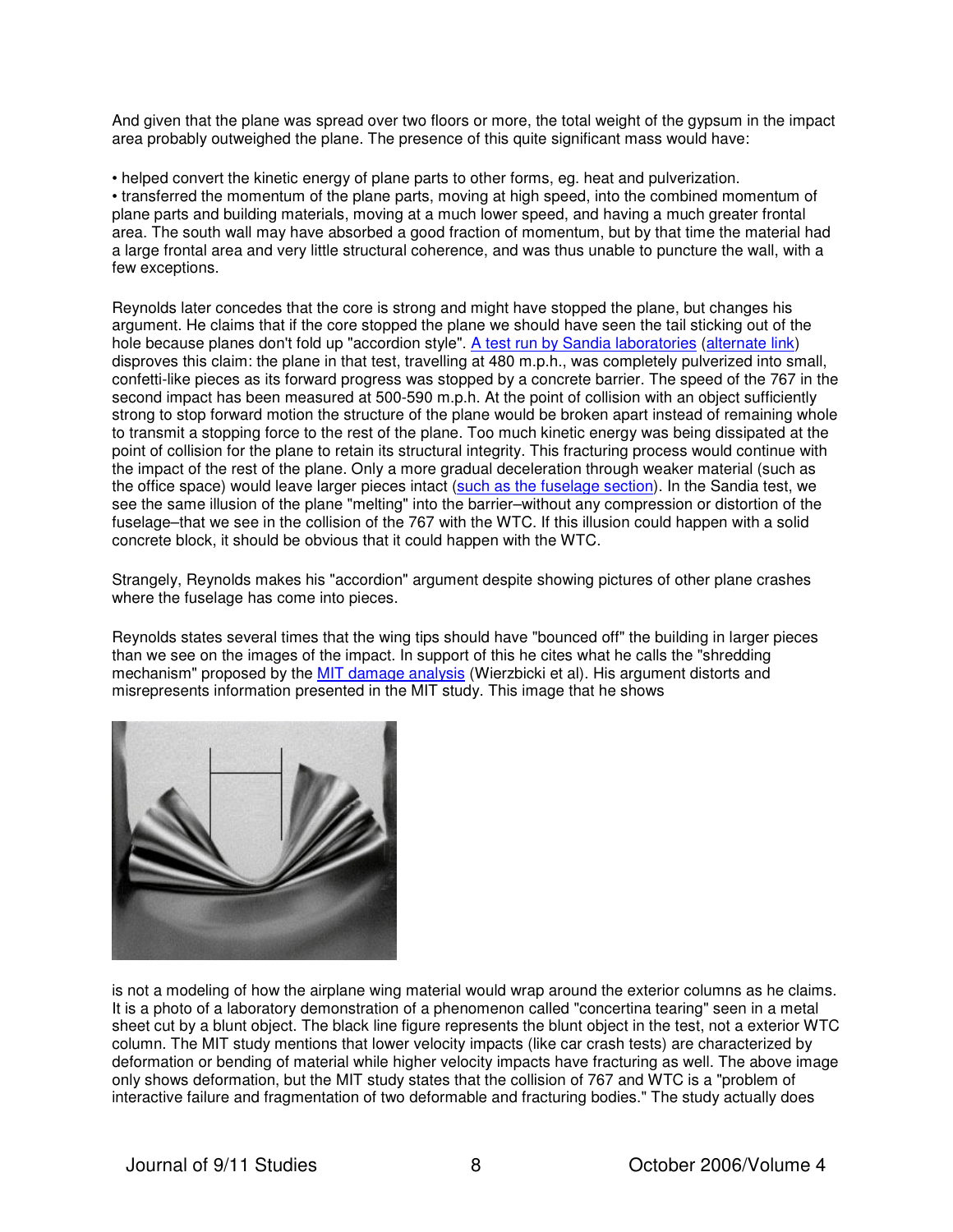And given that the plane was spread over two floors or more, the total weight of the gypsum in the impact area probably outweighed the plane. The presence of this quite significant mass would have:

- helped convert the kinetic energy of plane parts to other forms, eg. heat and pulverization.
- transferred the momentum of the plane parts, moving at high speed, into the combined momentum of plane parts and building materials, moving at a much lower speed, and having a much greater frontal area. The south wall may have absorbed a good fraction of momentum, but by that time the material had a large frontal area and very little structural coherence, and was thus unable to puncture the wall, with a few exceptions.

Reynolds later concedes that the core is strong and might have stopped the plane, but changes his argument. He claims that if the core stopped the plane we should have seen the tail sticking out of the hole because planes don't fold up "accordion style". A test run by Sandia laboratories (alternate link) disproves this claim: the plane in that test, travelling at 480 m.p.h., was completely pulverized into small, confetti-like pieces as its forward progress was stopped by a concrete barrier. The speed of the 767 in the second impact has been measured at 500-590 m.p.h. At the point of collision with an object sufficiently strong to stop forward motion the structure of the plane would be broken apart instead of remaining whole to transmit a stopping force to the rest of the plane. Too much kinetic energy was being dissipated at the point of collision for the plane to retain its structural integrity. This fracturing process would continue with the impact of the rest of the plane. Only a more gradual deceleration through weaker material (such as the office space) would leave larger pieces intact (such as the fuselage section). In the Sandia test, we see the same illusion of the plane "melting" into the barrier–without any compression or distortion of the fuselage–that we see in the collision of the 767 with the WTC. If this illusion could happen with a solid concrete block, it should be obvious that it could happen with the WTC.

Strangely, Reynolds makes his "accordion" argument despite showing pictures of other plane crashes where the fuselage has come into pieces.

Reynolds states several times that the wing tips should have "bounced off" the building in larger pieces than we see on the images of the impact. In support of this he cites what he calls the "shredding mechanism" proposed by the MIT damage analysis (Wierzbicki et al). His argument distorts and misrepresents information presented in the MIT study. This image that he shows

is not a modeling of how the airplane wing material would wrap around the exterior columns as he claims. It is a photo of a laboratory demonstration of a phenomenon called "concertina tearing" seen in a metal sheet cut by a blunt object. The black line figure represents the blunt object in the test, not a exterior WTC column. The MIT study mentions that lower velocity impacts (like car crash tests) are characterized by deformation or bending of material while higher velocity impacts have fracturing as well. The above image only shows deformation, but the MIT study states that the collision of 767 and WTC is a "problem of interactive failure and fragmentation of two deformable and fracturing bodies." The study actually does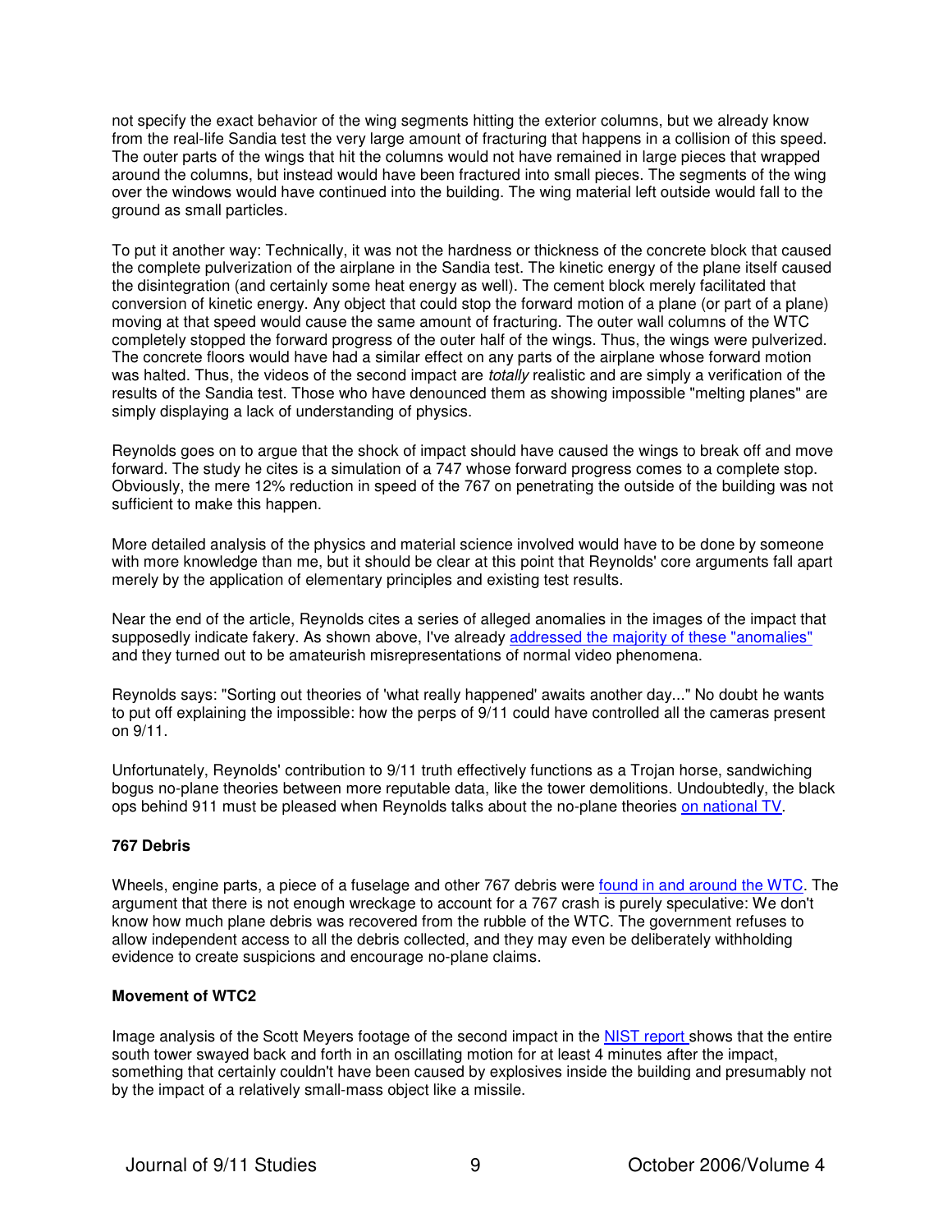not specify the exact behavior of the wing segments hitting the exterior columns, but we already know from the real-life Sandia test the very large amount of fracturing that happens in a collision of this speed. The outer parts of the wings that hit the columns would not have remained in large pieces that wrapped around the columns, but instead would have been fractured into small pieces. The segments of the wing over the windows would have continued into the building. The wing material left outside would fall to the ground as small particles.

To put it another way: Technically, it was not the hardness or thickness of the concrete block that caused the complete pulverization of the airplane in the Sandia test. The kinetic energy of the plane itself caused the disintegration (and certainly some heat energy as well). The cement block merely facilitated that conversion of kinetic energy. Any object that could stop the forward motion of a plane (or part of a plane) moving at that speed would cause the same amount of fracturing. The outer wall columns of the WTC completely stopped the forward progress of the outer half of the wings. Thus, the wings were pulverized. The concrete floors would have had a similar effect on any parts of the airplane whose forward motion was halted. Thus, the videos of the second impact are *totally* realistic and are simply a verification of the results of the Sandia test. Those who have denounced them as showing impossible "melting planes" are simply displaying a lack of understanding of physics.

Reynolds goes on to argue that the shock of impact should have caused the wings to break off and move forward. The study he cites is a simulation of a 747 whose forward progress comes to a complete stop. Obviously, the mere 12% reduction in speed of the 767 on penetrating the outside of the building was not sufficient to make this happen.

More detailed analysis of the physics and material science involved would have to be done by someone with more knowledge than me, but it should be clear at this point that Reynolds' core arguments fall apart merely by the application of elementary principles and existing test results.

Near the end of the article, Reynolds cites a series of alleged anomalies in the images of the impact that supposedly indicate fakery. As shown above, I've already addressed the majority of these "anomalies" and they turned out to be amateurish misrepresentations of normal video phenomena.

Reynolds says: "Sorting out theories of 'what really happened' awaits another day..." No doubt he wants to put off explaining the impossible: how the perps of 9/11 could have controlled all the cameras present on 9/11.

Unfortunately, Reynolds' contribution to 9/11 truth effectively functions as a Trojan horse, sandwiching bogus no-plane theories between more reputable data, like the tower demolitions. Undoubtedly, the black ops behind 911 must be pleased when Reynolds talks about the no-plane theories on national TV.

**767 Debris**

Wheels, engine parts, a piece of a fuselage and other 767 debris were found in and around the WTC. The argument that there is not enough wreckage to account for a 767 crash is purely speculative: We don't know how much plane debris was recovered from the rubble of the WTC. The government refuses to allow independent access to all the debris collected, and they may even be deliberately withholding evidence to create suspicions and encourage no-plane claims.

**Movement of WTC2**

Image analysis of the Scott Meyers footage of the second impact in the NIST report shows that the entire south tower swayed back and forth in an oscillating motion for at least 4 minutes after the impact, something that certainly couldn't have been caused by explosives inside the building and presumably not by the impact of a relatively small-mass object like a missile.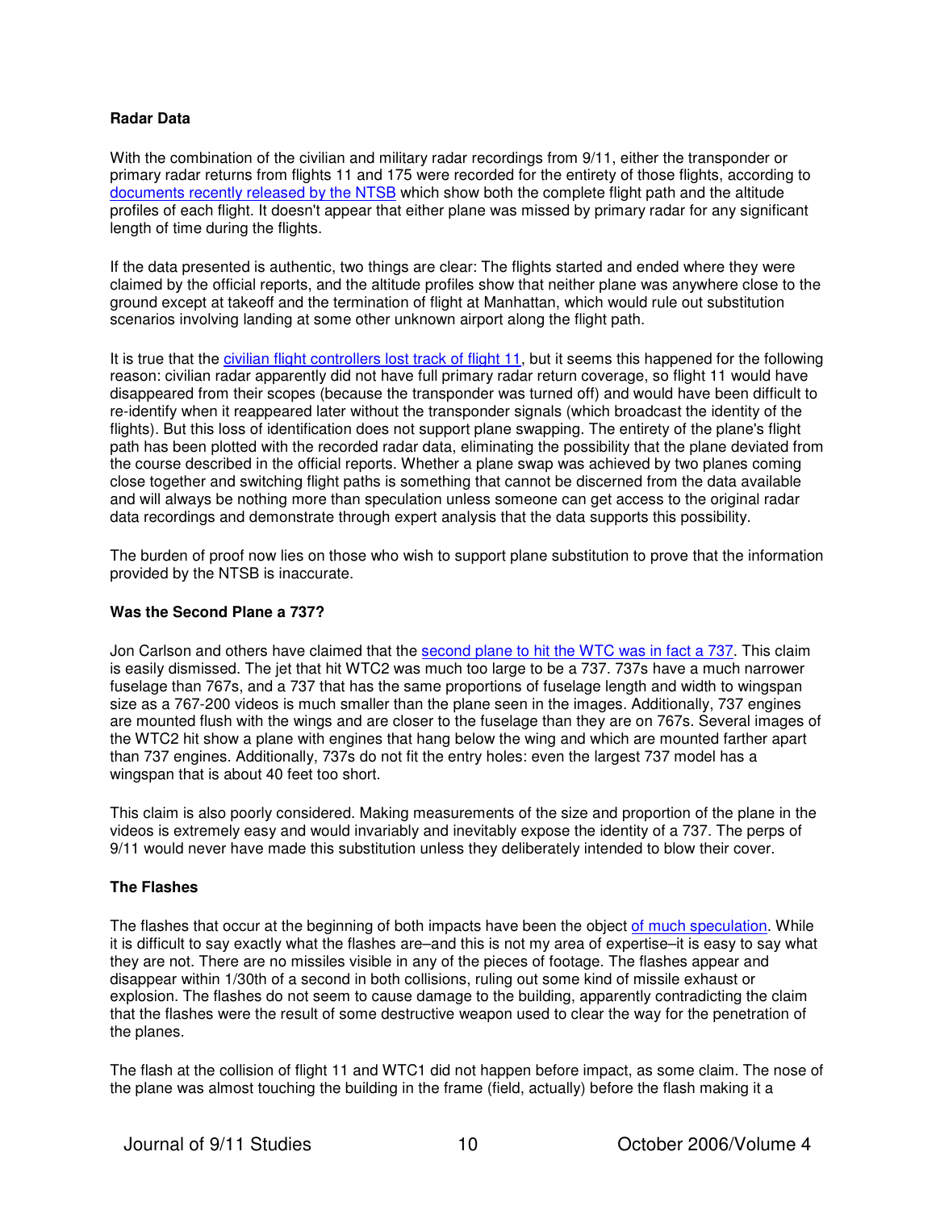**Radar Data**

With the combination of the civilian and military radar recordings from 9/11, either the transponder or primary radar returns from flights 11 and 175 were recorded for the entirety of those flights, according to documents recently released by the NTSB which show both the complete flight path and the altitude profiles of each flight. It doesn't appear that either plane was missed by primary radar for any significant length of time during the flights.

If the data presented is authentic, two things are clear: The flights started and ended where they were claimed by the official reports, and the altitude profiles show that neither plane was anywhere close to the ground except at takeoff and the termination of flight at Manhattan, which would rule out substitution scenarios involving landing at some other unknown airport along the flight path.

It is true that the civilian flight controllers lost track of flight 11, but it seems this happened for the following reason: civilian radar apparently did not have full primary radar return coverage, so flight 11 would have disappeared from their scopes (because the transponder was turned off) and would have been difficult to re-identify when it reappeared later without the transponder signals (which broadcast the identity of the flights). But this loss of identification does not support plane swapping. The entirety of the plane's flight path has been plotted with the recorded radar data, eliminating the possibility that the plane deviated from the course described in the official reports. Whether a plane swap was achieved by two planes coming close together and switching flight paths is something that cannot be discerned from the data available and will always be nothing more than speculation unless someone can get access to the original radar data recordings and demonstrate through expert analysis that the data supports this possibility.

The burden of proof now lies on those who wish to support plane substitution to prove that the information provided by the NTSB is inaccurate.

**Was the Second Plane a 737?**

Jon Carlson and others have claimed that the second plane to hit the WTC was in fact a 737. This claim is easily dismissed. The jet that hit WTC2 was much too large to be a 737. 737s have a much narrower fuselage than 767s, and a 737 that has the same proportions of fuselage length and width to wingspan size as a 767-200 videos is much smaller than the plane seen in the images. Additionally, 737 engines are mounted flush with the wings and are closer to the fuselage than they are on 767s. Several images of the WTC2 hit show a plane with engines that hang below the wing and which are mounted farther apart than 737 engines. Additionally, 737s do not fit the entry holes: even the largest 737 model has a wingspan that is about 40 feet too short.

This claim is also poorly considered. Making measurements of the size and proportion of the plane in the videos is extremely easy and would invariably and inevitably expose the identity of a 737. The perps of 9/11 would never have made this substitution unless they deliberately intended to blow their cover.

**The Flashes**

The flashes that occur at the beginning of both impacts have been the object of much speculation. While it is difficult to say exactly what the flashes are–and this is not my area of expertise–it is easy to say what they are not. There are no missiles visible in any of the pieces of footage. The flashes appear and disappear within 1/30th of a second in both collisions, ruling out some kind of missile exhaust or explosion. The flashes do not seem to cause damage to the building, apparently contradicting the claim that the flashes were the result of some destructive weapon used to clear the way for the penetration of the planes.

The flash at the collision of flight 11 and WTC1 did not happen before impact, as some claim. The nose of the plane was almost touching the building in the frame (field, actually) before the flash making it a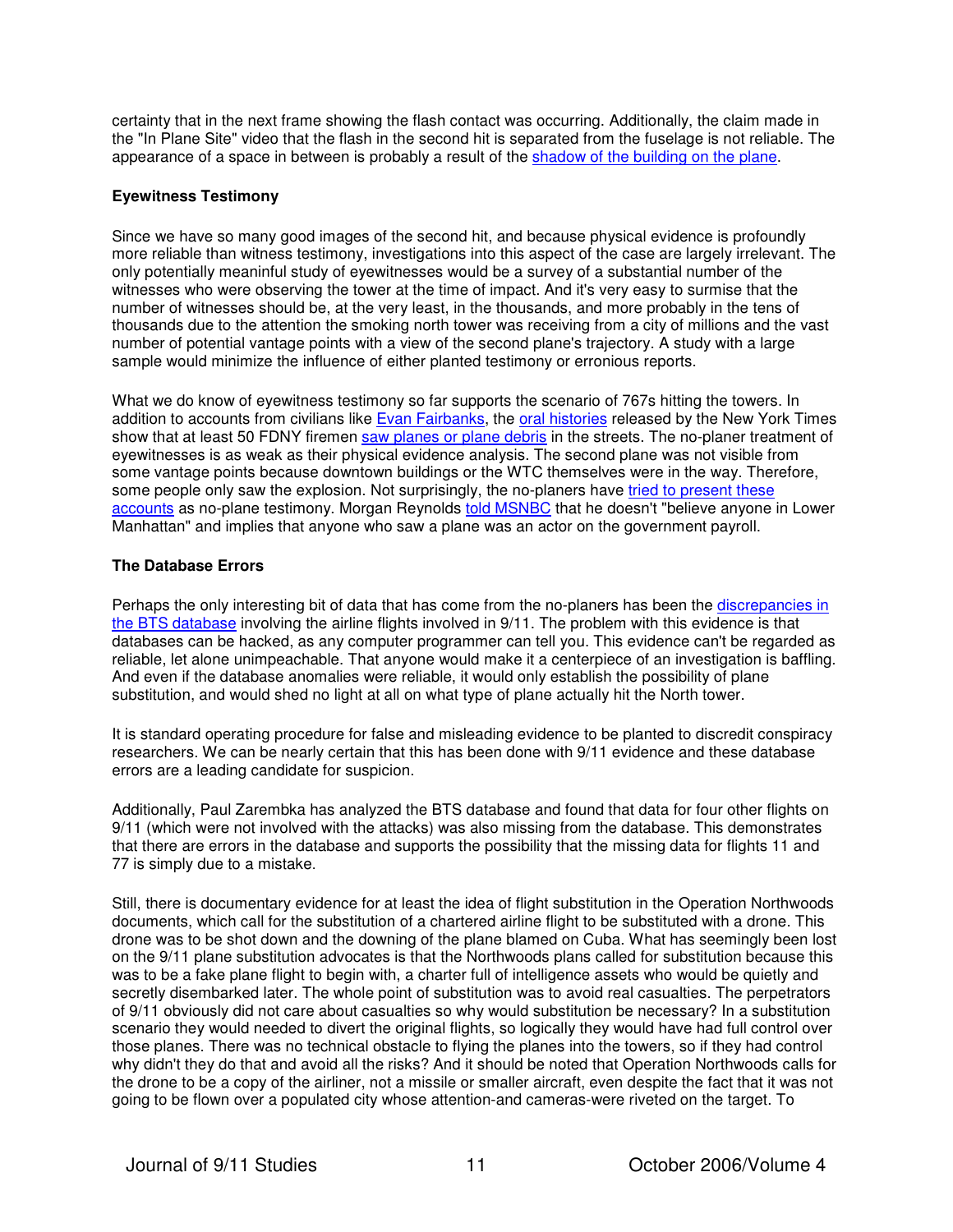certainty that in the next frame showing the flash contact was occurring. Additionally, the claim made in the "In Plane Site" video that the flash in the second hit is separated from the fuselage is not reliable. The appearance of a space in between is probably a result of the shadow of the building on the plane.

**Eyewitness Testimony**

Since we have so many good images of the second hit, and because physical evidence is profoundly more reliable than witness testimony, investigations into this aspect of the case are largely irrelevant. The only potentially meaninful study of eyewitnesses would be a survey of a substantial number of the witnesses who were observing the tower at the time of impact. And it's very easy to surmise that the number of witnesses should be, at the very least, in the thousands, and more probably in the tens of thousands due to the attention the smoking north tower was receiving from a city of millions and the vast number of potential vantage points with a view of the second plane's trajectory. A study with a large sample would minimize the influence of either planted testimony or errionious reports.

What we do know of eyewitness testimony so far supports the scenario of 767s hitting the towers. In addition to accounts from civilians like Evan Fairbanks, the oral histories released by the New York Times show that at least 50 FDNY firemen saw planes or plane debris in the streets. The no-planer treatment of eyewitnesses is as weak as their physical evidence analysis. The second plane was not visible from some vantage points because downtown buildings or the WTC themselves were in the way. Therefore, some people only saw the explosion. Not surprisingly, the no-planers have tried to present these accounts as no-plane testimony. Morgan Reynolds told MSNBC that he doesn't "believe anyone in Lower Manhattan" and implies that anyone who saw a plane was an actor on the government payroll.

**The Database Errors**

Perhaps the only interesting bit of data that has come from the no-planers has been the discrepancies in the BTS database involving the airline flights involved in 9/11. The problem with this evidence is that databases can be hacked, as any computer programmer can tell you. This evidence can't be regarded as reliable, let alone unimpeachable. That anyone would make it a centerpiece of an investigation is baffling. And even if the database anomalies were reliable, it would only establish the possibility of plane substitution, and would shed no light at all on what type of plane actually hit the North tower.

It is standard operating procedure for false and misleading evidence to be planted to discredit conspiracy researchers. We can be nearly certain that this has been done with 9/11 evidence and these database errors are a leading candidate for suspicion.

Additionally, Paul Zarembka has analyzed the BTS database and found that data for four other flights on 9/11 (which were not involved with the attacks) was also missing from the database. This demonstrates that there are errors in the database and supports the possibility that the missing data for flights 11 and 77 is simply due to a mistake.

Still, there is documentary evidence for at least the idea of flight substitution in the Operation Northwoods documents, which call for the substitution of a chartered airline flight to be substituted with a drone. This drone was to be shot down and the downing of the plane blamed on Cuba. What has seemingly been lost on the 9/11 plane substitution advocates is that the Northwoods plans called for substitution because this was to be a fake plane flight to begin with, a charter full of intelligence assets who would be quietly and secretly disembarked later. The whole point of substitution was to avoid real casualties. The perpetrators of 9/11 obviously did not care about casualties so why would substitution be necessary? In a substitution scenario they would needed to divert the original flights, so logically they would have had full control over those planes. There was no technical obstacle to flying the planes into the towers, so if they had control why didn't they do that and avoid all the risks? And it should be noted that Operation Northwoods calls for the drone to be a copy of the airliner, not a missile or smaller aircraft, even despite the fact that it was not going to be flown over a populated city whose attention-and cameras-were riveted on the target. To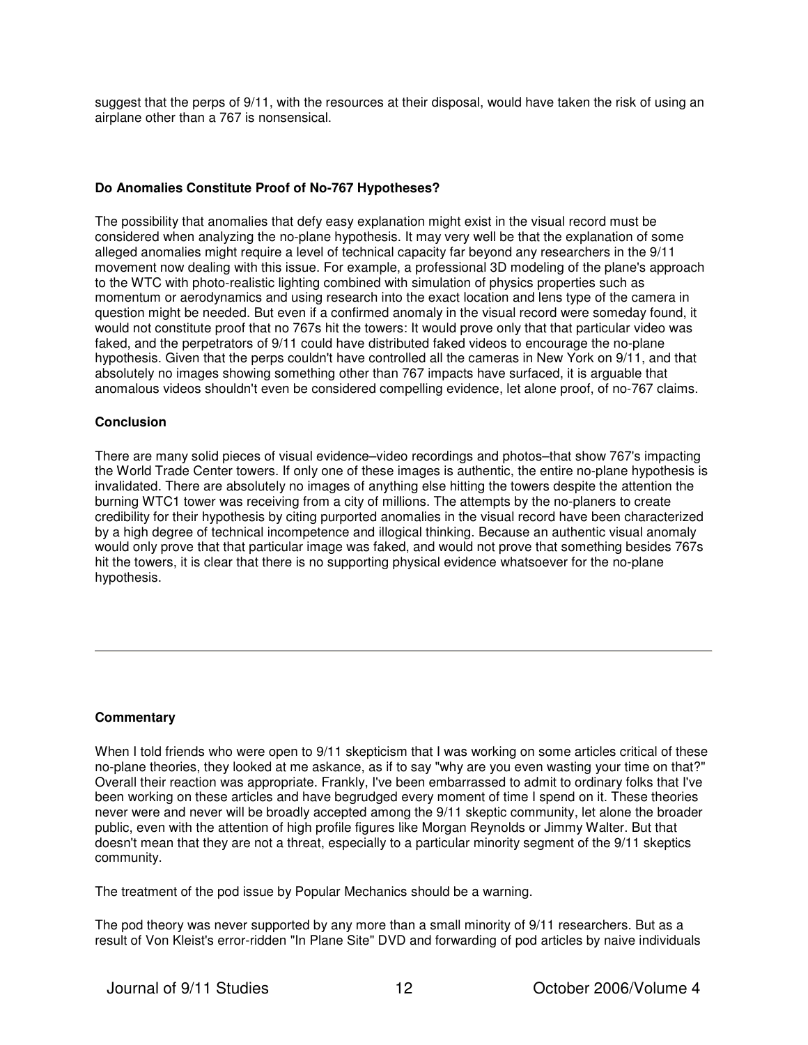suggest that the perps of 9/11, with the resources at their disposal, would have taken the risk of using an airplane other than a 767 is nonsensical.

**Do Anomalies Constitute Proof of No-767 Hypotheses?**

The possibility that anomalies that defy easy explanation might exist in the visual record must be considered when analyzing the no-plane hypothesis. It may very well be that the explanation of some alleged anomalies might require a level of technical capacity far beyond any researchers in the 9/11 movement now dealing with this issue. For example, a professional 3D modeling of the plane's approach to the WTC with photo-realistic lighting combined with simulation of physics properties such as momentum or aerodynamics and using research into the exact location and lens type of the camera in question might be needed. But even if a confirmed anomaly in the visual record were someday found, it would not constitute proof that no 767s hit the towers: It would prove only that that particular video was faked, and the perpetrators of 9/11 could have distributed faked videos to encourage the no-plane hypothesis. Given that the perps couldn't have controlled all the cameras in New York on 9/11, and that absolutely no images showing something other than 767 impacts have surfaced, it is arguable that anomalous videos shouldn't even be considered compelling evidence, let alone proof, of no-767 claims.

**Conclusion**

There are many solid pieces of visual evidence–video recordings and photos–that show 767's impacting the World Trade Center towers. If only one of these images is authentic, the entire no-plane hypothesis is invalidated. There are absolutely no images of anything else hitting the towers despite the attention the burning WTC1 tower was receiving from a city of millions. The attempts by the no-planers to create credibility for their hypothesis by citing purported anomalies in the visual record have been characterized by a high degree of technical incompetence and illogical thinking. Because an authentic visual anomaly would only prove that that particular image was faked, and would not prove that something besides 767s hit the towers, it is clear that there is no supporting physical evidence whatsoever for the no-plane hypothesis.

---

**Commentary**

When I told friends who were open to 9/11 skepticism that I was working on some articles critical of these no-plane theories, they looked at me askance, as if to say "why are you even wasting your time on that?" Overall their reaction was appropriate. Frankly, I've been embarrassed to admit to ordinary folks that I've been working on these articles and have begrudged every moment of time I spend on it. These theories never were and never will be broadly accepted among the 9/11 skeptic community, let alone the broader public, even with the attention of high profile figures like Morgan Reynolds or Jimmy Walter. But that doesn't mean that they are not a threat, especially to a particular minority segment of the 9/11 skeptics community.

The treatment of the pod issue by Popular Mechanics should be a warning.

The pod theory was never supported by any more than a small minority of 9/11 researchers. But as a result of Von Kleist's error-ridden "In Plane Site" DVD and forwarding of pod articles by naive individuals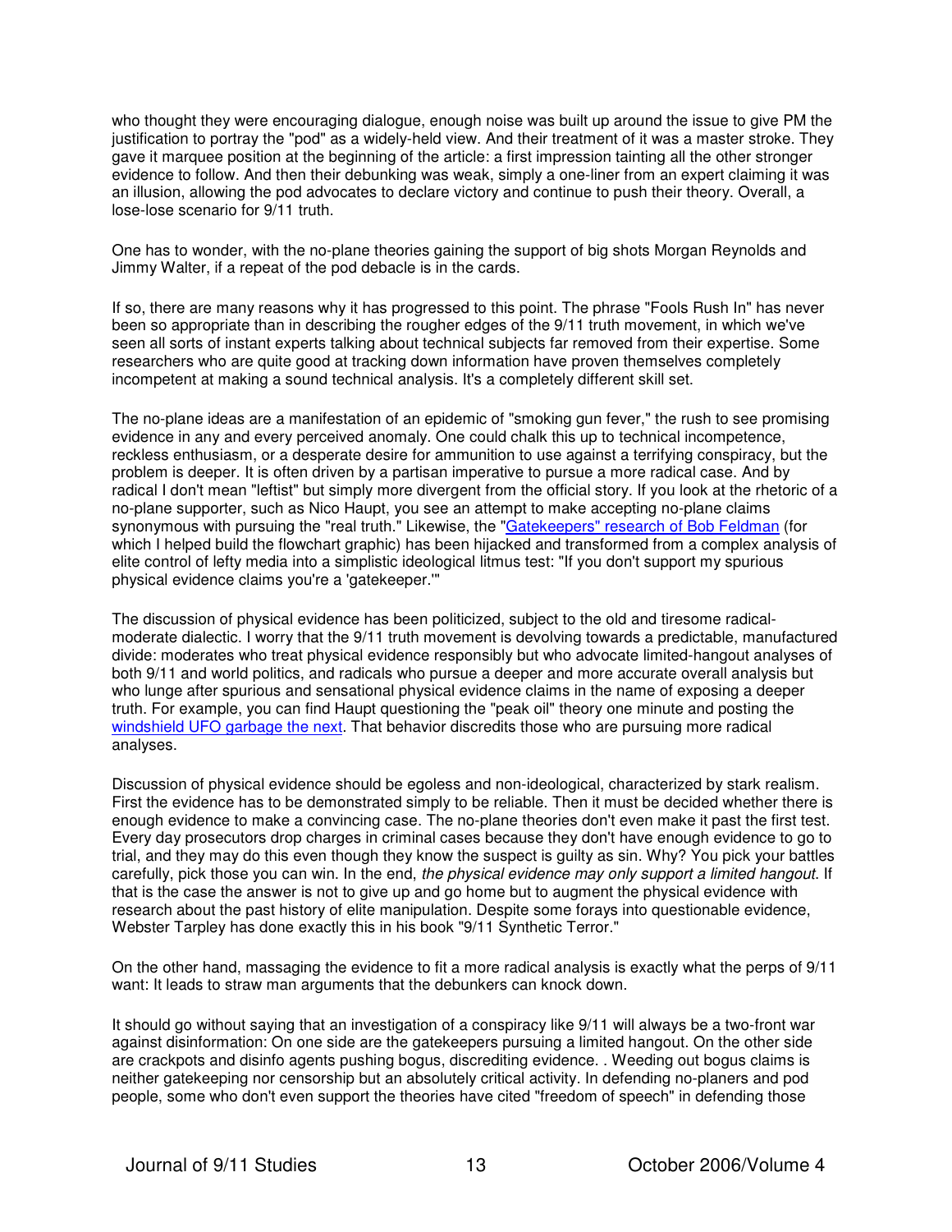who thought they were encouraging dialogue, enough noise was built up around the issue to give PM the justification to portray the "pod" as a widely-held view. And their treatment of it was a master stroke. They gave it marquee position at the beginning of the article: a first impression tainting all the other stronger evidence to follow. And then their debunking was weak, simply a one-liner from an expert claiming it was an illusion, allowing the pod advocates to declare victory and continue to push their theory. Overall, a lose-lose scenario for 9/11 truth.

One has to wonder, with the no-plane theories gaining the support of big shots Morgan Reynolds and Jimmy Walter, if a repeat of the pod debacle is in the cards.

If so, there are many reasons why it has progressed to this point. The phrase "Fools Rush In" has never been so appropriate than in describing the rougher edges of the 9/11 truth movement, in which we've seen all sorts of instant experts talking about technical subjects far removed from their expertise. Some researchers who are quite good at tracking down information have proven themselves completely incompetent at making a sound technical analysis. It's a completely different skill set.

The no-plane ideas are a manifestation of an epidemic of "smoking gun fever," the rush to see promising evidence in any and every perceived anomaly. One could chalk this up to technical incompetence, reckless enthusiasm, or a desperate desire for ammunition to use against a terrifying conspiracy, but the problem is deeper. It is often driven by a partisan imperative to pursue a more radical case. And by radical I don't mean "leftist" but simply more divergent from the official story. If you look at the rhetoric of a no-plane supporter, such as Nico Haupt, you see an attempt to make accepting no-plane claims synonymous with pursuing the "real truth." Likewise, the "Gatekeepers" research of Bob Feldman (for which I helped build the flowchart graphic) has been hijacked and transformed from a complex analysis of elite control of lefty media into a simplistic ideological litmus test: "If you don't support my spurious physical evidence claims you're a 'gatekeeper.'"

The discussion of physical evidence has been politicized, subject to the old and tiresome radical-moderate dialectic. I worry that the 9/11 truth movement is devolving towards a predictable, manufactured divide: moderates who treat physical evidence responsibly but who advocate limited-hangout analyses of both 9/11 and world politics, and radicals who pursue a deeper and more accurate overall analysis but who lunge after spurious and sensational physical evidence claims in the name of exposing a deeper truth. For example, you can find Haupt questioning the "peak oil" theory one minute and posting the windshield UFO garbage the next. That behavior discredits those who are pursuing more radical analyses.

Discussion of physical evidence should be egoless and non-ideological, characterized by stark realism. First the evidence has to be demonstrated simply to be reliable. Then it must be decided whether there is enough evidence to make a convincing case. The no-plane theories don't even make it past the first test. Every day prosecutors drop charges in criminal cases because they don't have enough evidence to go to trial, and they may do this even though they know the suspect is guilty as sin. Why? You pick your battles carefully, pick those you can win. In the end, *the physical evidence may only support a limited hangout.* If that is the case the answer is not to give up and go home but to augment the physical evidence with research about the past history of elite manipulation. Despite some forays into questionable evidence, Webster Tarpley has done exactly this in his book "9/11 Synthetic Terror."

On the other hand, massaging the evidence to fit a more radical analysis is exactly what the perps of 9/11 want: It leads to straw man arguments that the debunkers can knock down.

It should go without saying that an investigation of a conspiracy like 9/11 will always be a two-front war against disinformation: On one side are the gatekeepers pursuing a limited hangout. On the other side are crackpots and disinfo agents pushing bogus, discrediting evidence. . Weeding out bogus claims is neither gatekeeping nor censorship but an absolutely critical activity. In defending no-planers and pod people, some who don't even support the theories have cited "freedom of speech" in defending those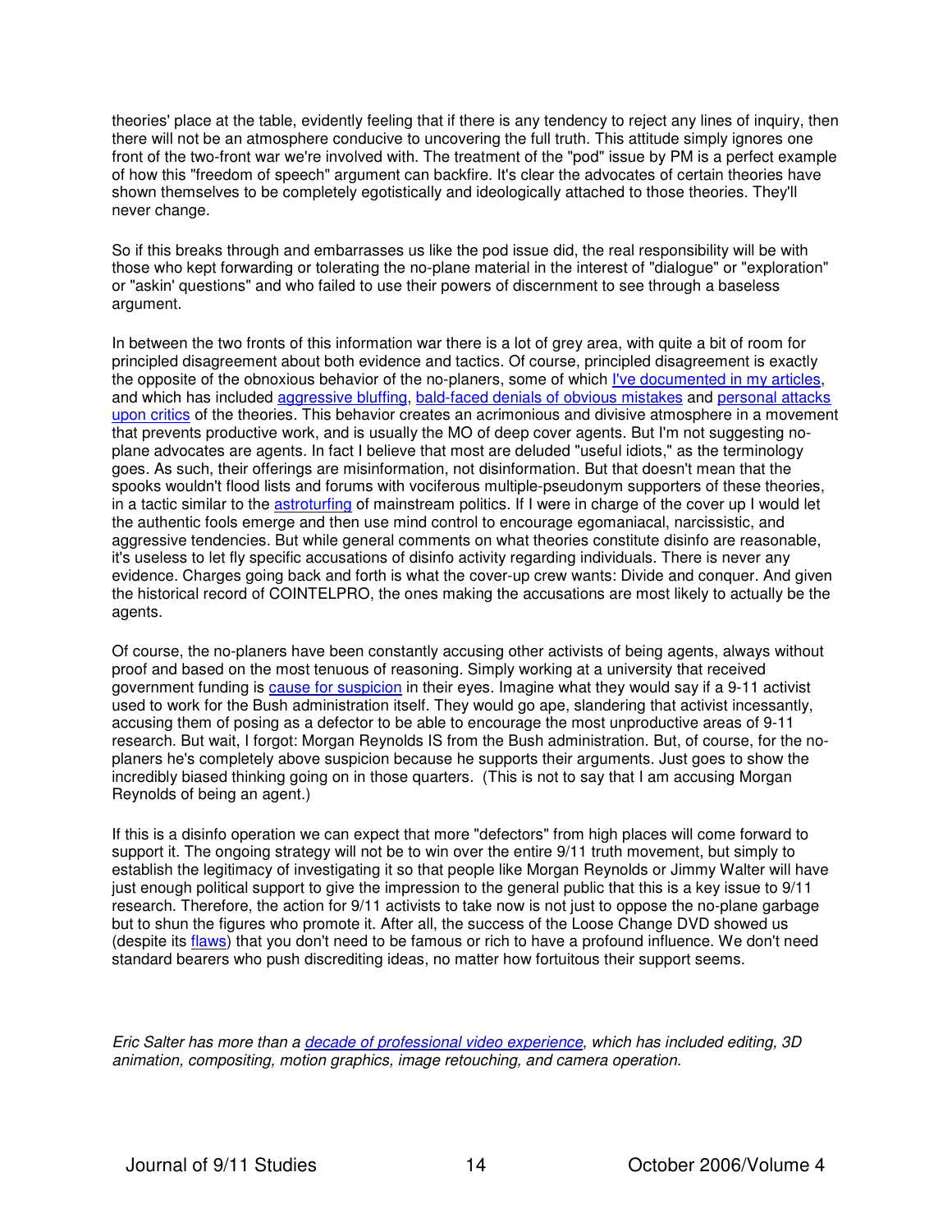theories' place at the table, evidently feeling that if there is any tendency to reject any lines of inquiry, then there will not be an atmosphere conducive to uncovering the full truth. This attitude simply ignores one front of the two-front war we're involved with. The treatment of the "pod" issue by PM is a perfect example of how this "freedom of speech" argument can backfire. It's clear the advocates of certain theories have shown themselves to be completely egotistically and ideologically attached to those theories. They'll never change.

So if this breaks through and embarrasses us like the pod issue did, the real responsibility will be with those who kept forwarding or tolerating the no-plane material in the interest of "dialogue" or "exploration" or "askin' questions" and who failed to use their powers of discernment to see through a baseless argument.

In between the two fronts of this information war there is a lot of grey area, with quite a bit of room for principled disagreement about both evidence and tactics. Of course, principled disagreement is exactly the opposite of the obnoxious behavior of the no-planers, some of which I've documented in my articles, and which has included aggressive bluffing, bald-faced denials of obvious mistakes and personal attacks upon critics of the theories. This behavior creates an acrimonious and divisive atmosphere in a movement that prevents productive work, and is usually the MO of deep cover agents. But I'm not suggesting no-plane advocates are agents. In fact I believe that most are deluded "useful idiots," as the terminology goes. As such, their offerings are misinformation, not disinformation. But that doesn't mean that the spooks wouldn't flood lists and forums with vociferous multiple-pseudonym supporters of these theories, in a tactic similar to the astroturfing of mainstream politics. If I were in charge of the cover up I would let the authentic fools emerge and then use mind control to encourage egomaniacal, narcissistic, and aggressive tendencies. But while general comments on what theories constitute disinfo are reasonable, it's useless to let fly specific accusations of disinfo activity regarding individuals. There is never any evidence. Charges going back and forth is what the cover-up crew wants: Divide and conquer. And given the historical record of COINTELPRO, the ones making the accusations are most likely to actually be the agents.

Of course, the no-planers have been constantly accusing other activists of being agents, always without proof and based on the most tenuous of reasoning. Simply working at a university that received government funding is cause for suspicion in their eyes. Imagine what they would say if a 9-11 activist used to work for the Bush administration itself. They would go ape, slandering that activist incessantly, accusing them of posing as a defector to be able to encourage the most unproductive areas of 9-11 research. But wait, I forgot: Morgan Reynolds IS from the Bush administration. But, of course, for the no-planers he's completely above suspicion because he supports their arguments. Just goes to show the incredibly biased thinking going on in those quarters. (This is not to say that I am accusing Morgan Reynolds of being an agent.)

If this is a disinfo operation we can expect that more "defectors" from high places will come forward to support it. The ongoing strategy will not be to win over the entire 9/11 truth movement, but simply to establish the legitimacy of investigating it so that people like Morgan Reynolds or Jimmy Walter will have just enough political support to give the impression to the general public that this is a key issue to 9/11 research. Therefore, the action for 9/11 activists to take now is not just to oppose the no-plane garbage but to shun the figures who promote it. After all, the success of the Loose Change DVD showed us (despite its flaws) that you don't need to be famous or rich to have a profound influence. We don't need standard bearers who push discrediting ideas, no matter how fortuitous their support seems.

*Eric Salter has more than a decade of professional video experience, which has included editing, 3D animation, compositing, motion graphics, image retouching, and camera operation.*